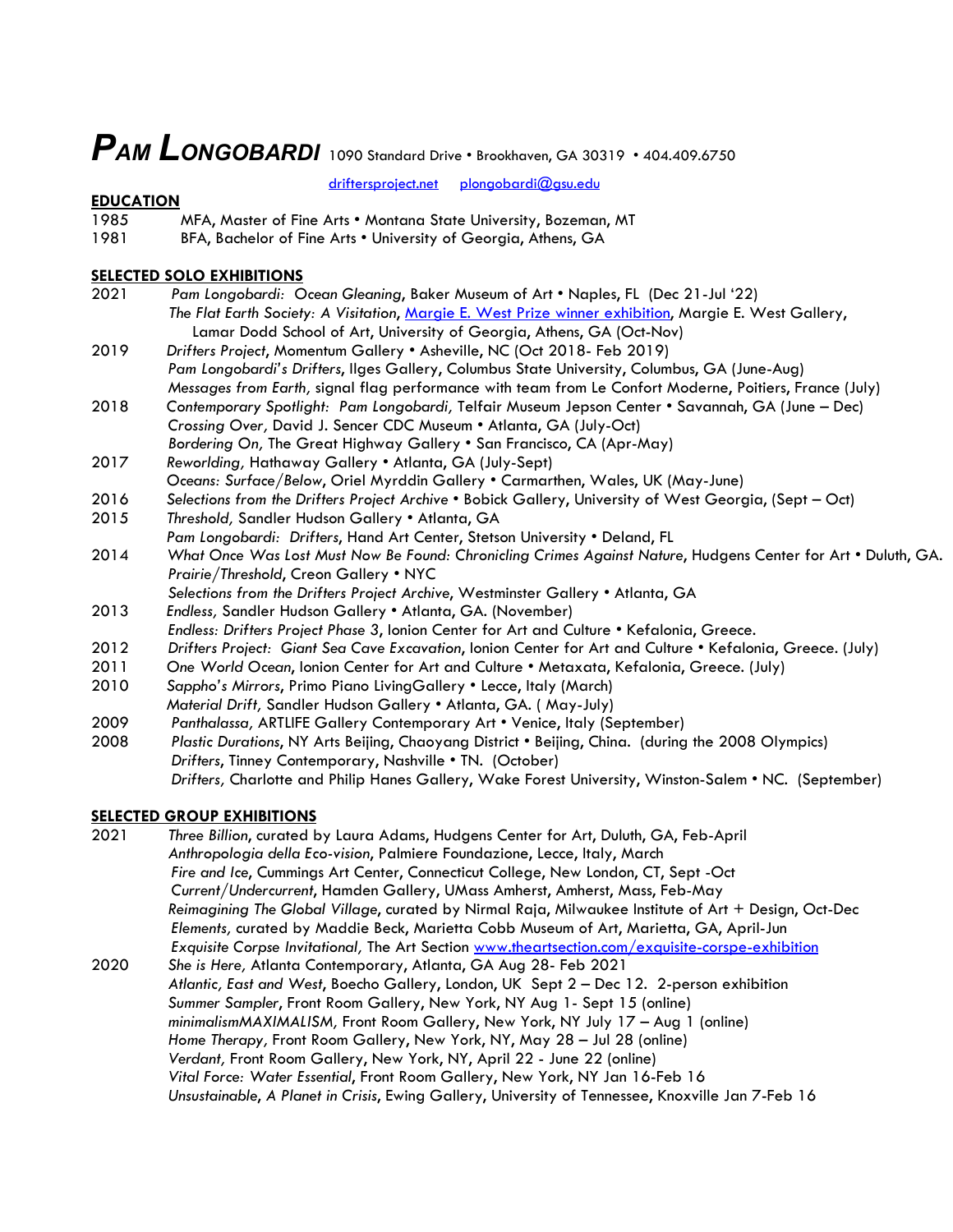# *PAM LONGOBARDI* 1090 Standard Drive • Brookhaven, GA 30319 • 404.409.6750

[driftersproject.net](driftersproject.net) [plongobardi@gsu.edu](mailto:plongobardi@gsu.edu)

## EDUCATION

1985 MFA, Master of Fine Arts • Montana State University, Bozeman, MT
1981 BFA, Bachelor of Fine Arts • University of Georgia, Athens, GA

## SELECTED SOLO EXHIBITIONS

**2021**
- *Pam Longobardi: Ocean Gleaning*, Baker Museum of Art • Naples, FL (Dec 21-Jul '22)
- *The Flat Earth Society: A Visitation*, [Margie E. West Prize winner exhibition](), Margie E. West Gallery, Lamar Dodd School of Art, University of Georgia, Athens, GA (Oct-Nov)

**2019**
- *Drifters Project*, Momentum Gallery • Asheville, NC (Oct 2018- Feb 2019)
- *Pam Longobardi's Drifters*, Ilges Gallery, Columbus State University, Columbus, GA (June-Aug)
- *Messages from Earth,* signal flag performance with team from Le Confort Moderne, Poitiers, France (July)

**2018**
- *Contemporary Spotlight: Pam Longobardi,* Telfair Museum Jepson Center • Savannah, GA (June – Dec)
- *Crossing Over,* David J. Sencer CDC Museum • Atlanta, GA (July-Oct)
- *Bordering On,* The Great Highway Gallery • San Francisco, CA (Apr-May)

**2017**
- *Reworlding,* Hathaway Gallery • Atlanta, GA (July-Sept)
- *Oceans: Surface/Below*, Oriel Myrddin Gallery • Carmarthen, Wales, UK (May-June)

**2016**
- *Selections from the Drifters Project Archive* • Bobick Gallery, University of West Georgia, (Sept – Oct)

**2015**
- *Threshold,* Sandler Hudson Gallery • Atlanta, GA
- *Pam Longobardi: Drifters*, Hand Art Center, Stetson University • Deland, FL

**2014**
- *What Once Was Lost Must Now Be Found: Chronicling Crimes Against Nature*, Hudgens Center for Art • Duluth, GA.
- *Prairie/Threshold*, Creon Gallery • NYC
- *Selections from the Drifters Project Archive*, Westminster Gallery • Atlanta, GA

**2013**
- *Endless,* Sandler Hudson Gallery • Atlanta, GA. (November)
- *Endless: Drifters Project Phase 3*, Ionion Center for Art and Culture • Kefalonia, Greece.

**2012**
- *Drifters Project: Giant Sea Cave Excavation*, Ionion Center for Art and Culture • Kefalonia, Greece. (July)

**2011**
- *One World Ocean*, Ionion Center for Art and Culture • Metaxata, Kefalonia, Greece. (July)

**2010**
- *Sappho's Mirrors*, Primo Piano LivingGallery • Lecce, Italy (March)
- *Material Drift,* Sandler Hudson Gallery • Atlanta, GA. ( May-July)

**2009**
- *Panthalassa,* ARTLIFE Gallery Contemporary Art • Venice, Italy (September)

**2008**
- *Plastic Durations*, NY Arts Beijing, Chaoyang District • Beijing, China. (during the 2008 Olympics)
- *Drifters*, Tinney Contemporary, Nashville • TN. (October)
- *Drifters,* Charlotte and Philip Hanes Gallery, Wake Forest University, Winston-Salem • NC. (September)

## SELECTED GROUP EXHIBITIONS

**2021**
- *Three Billion*, curated by Laura Adams, Hudgens Center for Art, Duluth, GA, Feb-April
- *Anthropologia della Eco-vision*, Palmiere Foundazione, Lecce, Italy, March
- *Fire and Ice*, Cummings Art Center, Connecticut College, New London, CT, Sept -Oct
- *Current/Undercurrent*, Hamden Gallery, UMass Amherst, Amherst, Mass, Feb-May
- *Reimagining The Global Village*, curated by Nirmal Raja, Milwaukee Institute of Art + Design, Oct-Dec
- *Elements,* curated by Maddie Beck, Marietta Cobb Museum of Art, Marietta, GA, April-Jun
- *Exquisite Corpse Invitational,* The Art Section [www.theartsection.com/exquisite-corspe-exhibition](www.theartsection.com/exquisite-corspe-exhibition)

**2020**
- *She is Here,* Atlanta Contemporary, Atlanta, GA Aug 28- Feb 2021
- *Atlantic, East and West*, Boecho Gallery, London, UK Sept 2 – Dec 12. 2-person exhibition
- *Summer Sampler*, Front Room Gallery, New York, NY Aug 1- Sept 15 (online)
- *minimalismMAXIMALISM,* Front Room Gallery, New York, NY July 17 – Aug 1 (online)
- *Home Therapy,* Front Room Gallery, New York, NY, May 28 – Jul 28 (online)
- *Verdant,* Front Room Gallery, New York, NY, April 22 - June 22 (online)
- *Vital Force: Water Essential*, Front Room Gallery, New York, NY Jan 16-Feb 16
- *Unsustainable*, *A Planet in Crisis*, Ewing Gallery, University of Tennessee, Knoxville Jan 7-Feb 16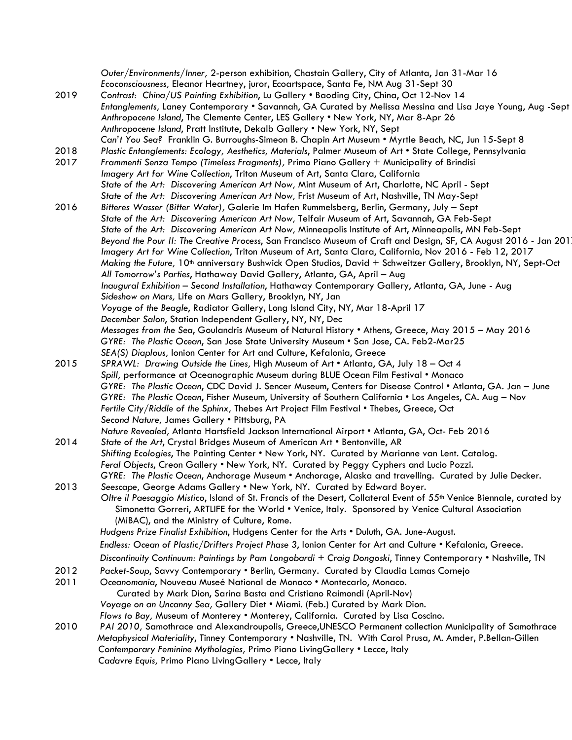*Outer/Environments/Inner,* 2-person exhibition, Chastain Gallery, City of Atlanta, Jan 31-Mar 16
*Ecoconsciousness,* Eleanor Heartney, juror, Ecoartspace, Santa Fe, NM Aug 31-Sept 30

2019 *Contrast: China/US Painting Exhibition*, Lu Gallery • Baoding City, China, Oct 12-Nov 14
*Entanglements,* Laney Contemporary • Savannah, GA Curated by Melissa Messina and Lisa Jaye Young, Aug -Sept
*Anthropocene Island*, The Clemente Center, LES Gallery • New York, NY, Mar 8-Apr 26
*Anthropocene Island*, Pratt Institute, Dekalb Gallery • New York, NY, Sept
*Can't You Sea?* Franklin G. Burroughs-Simeon B. Chapin Art Museum • Myrtle Beach, NC, Jun 15-Sept 8

2018 *Plastic Entanglements: Ecology, Aesthetics, Materials*, Palmer Museum of Art • State College, Pennsylvania

2017 *Frammenti Senza Tempo (Timeless Fragments),* Primo Piano Gallery + Municipality of Brindisi
*Imagery Art for Wine Collection*, Triton Museum of Art, Santa Clara, California
*State of the Art: Discovering American Art Now*, Mint Museum of Art, Charlotte, NC April - Sept
*State of the Art: Discovering American Art Now,* Frist Museum of Art, Nashville, TN May-Sept

2016 *Bitteres Wasser (Bitter Water),* Galerie Im Hafen Rummelsberg, Berlin, Germany, July – Sept
*State of the Art: Discovering American Art Now,* Telfair Museum of Art, Savannah, GA Feb-Sept
*State of the Art: Discovering American Art Now,* Minneapolis Institute of Art, Minneapolis, MN Feb-Sept
*Beyond the Pour II: The Creative Process*, San Francisco Museum of Craft and Design, SF, CA August 2016 - Jan 2017
*Imagery Art for Wine Collection*, Triton Museum of Art, Santa Clara, California, Nov 2016 - Feb 12, 2017
*Making the Future,* 10th anniversary Bushwick Open Studios, David + Schweitzer Gallery, Brooklyn, NY, Sept-Oct
*All Tomorrow's Parties*, Hathaway David Gallery, Atlanta, GA, April – Aug
*Inaugural Exhibition – Second Installation*, Hathaway Contemporary Gallery, Atlanta, GA, June - Aug
*Sideshow on Mars,* Life on Mars Gallery, Brooklyn, NY, Jan
*Voyage of the Beagle*, Radiator Gallery, Long Island City, NY, Mar 18-April 17
*December Salon*, Station Independent Gallery, NY, NY, Dec
*Messages from the Sea*, Goulandris Museum of Natural History • Athens, Greece, May 2015 – May 2016
*GYRE: The Plastic Ocean*, San Jose State University Museum • San Jose, CA. Feb2-Mar25
*SEA(S) Diaplous,* Ionion Center for Art and Culture, Kefalonia, Greece

2015 *SPRAWL: Drawing Outside the Lines*, High Museum of Art • Atlanta, GA, July 18 – Oct 4
*Spill,* performance at Oceanographic Museum during BLUE Ocean Film Festival • Monaco
*GYRE: The Plastic Ocean*, CDC David J. Sencer Museum, Centers for Disease Control • Atlanta, GA. Jan – June
*GYRE: The Plastic Ocean*, Fisher Museum, University of Southern California • Los Angeles, CA. Aug – Nov
*Fertile City/Riddle of the Sphinx,* Thebes Art Project Film Festival • Thebes, Greece, Oct
*Second Nature,* James Gallery • Pittsburg, PA
*Nature Revealed,* Atlanta Hartsfield Jackson International Airport • Atlanta, GA, Oct- Feb 2016

2014 *State of the Art*, Crystal Bridges Museum of American Art • Bentonville, AR
*Shifting Ecologies*, The Painting Center • New York, NY. Curated by Marianne van Lent. Catalog.
*Feral Objects*, Creon Gallery • New York, NY. Curated by Peggy Cyphers and Lucio Pozzi.
*GYRE: The Plastic Ocean*, Anchorage Museum • Anchorage, Alaska and travelling. Curated by Julie Decker.

2013 *Seescape,* George Adams Gallery • New York, NY. Curated by Edward Boyer.
*Oltre il Paesaggio Mistico*, Island of St. Francis of the Desert, Collateral Event of 55th Venice Biennale, curated by Simonetta Gorreri, ARTLIFE for the World • Venice, Italy. Sponsored by Venice Cultural Association (MiBAC), and the Ministry of Culture, Rome.
*Hudgens Prize Finalist Exhibition*, Hudgens Center for the Arts • Duluth, GA. June-August.
*Endless: Ocean of Plastic/Drifters Project Phase 3*, Ionion Center for Art and Culture • Kefalonia, Greece.
*Discontinuity Continuum: Paintings by Pam Longobardi + Craig Dongoski*, Tinney Contemporary • Nashville, TN

2012 *Packet-Soup*, Savvy Contemporary • Berlin, Germany. Curated by Claudia Lamas Cornejo

2011 *Oceanomania*, Nouveau Museé National de Monaco • Montecarlo, Monaco.
Curated by Mark Dion, Sarina Basta and Cristiano Raimondi (April-Nov)
*Voyage on an Uncanny Sea,* Gallery Diet • Miami. (Feb.) Curated by Mark Dion.
*Flows to Bay,* Museum of Monterey • Monterey, California. Curated by Lisa Coscino.

2010 *PAI 2010,* Samothrace and Alexandroupolis, Greece,UNESCO Permanent collection Municipality of Samothrace
*Metaphysical Materiality*, Tinney Contemporary • Nashville, TN. With Carol Prusa, M. Amder, P.Bellan-Gillen
*Contemporary Feminine Mythologies,* Primo Piano LivingGallery • Lecce, Italy
*Cadavre Equis,* Primo Piano LivingGallery • Lecce, Italy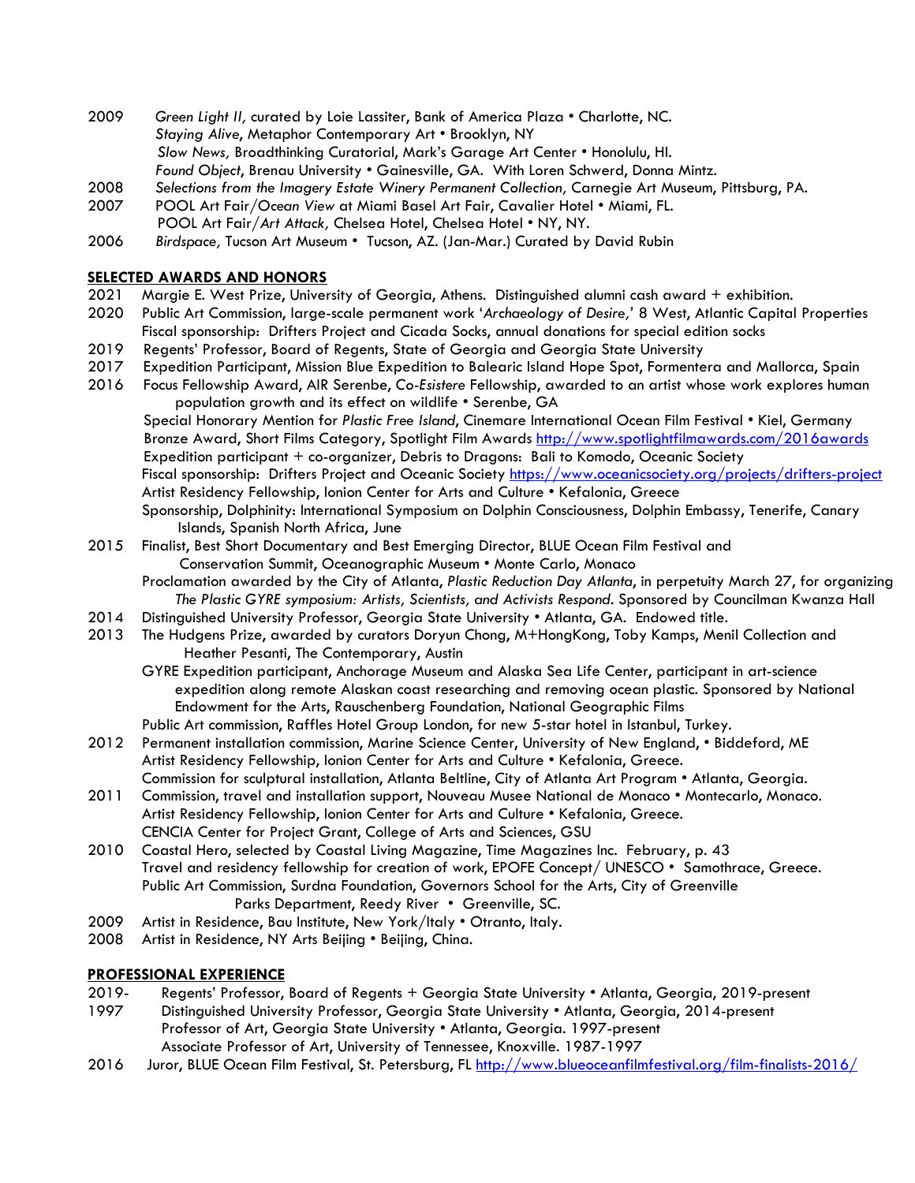2009 *Green Light II,* curated by Loie Lassiter, Bank of America Plaza • Charlotte, NC.
*Staying Alive*, Metaphor Contemporary Art • Brooklyn, NY
*Slow News,* Broadthinking Curatorial, Mark's Garage Art Center • Honolulu, HI.
*Found Object*, Brenau University • Gainesville, GA. With Loren Schwerd, Donna Mintz.

2008 *Selections from the Imagery Estate Winery Permanent Collection,* Carnegie Art Museum, Pittsburg, PA.

2007 POOL Art Fair/*Ocean View* at Miami Basel Art Fair, Cavalier Hotel • Miami, FL.
POOL Art Fair/*Art Attack,* Chelsea Hotel, Chelsea Hotel • NY, NY.

2006 *Birdspace,* Tucson Art Museum • Tucson, AZ. (Jan-Mar.) Curated by David Rubin

## SELECTED AWARDS AND HONORS

2021 Margie E. West Prize, University of Georgia, Athens. Distinguished alumni cash award + exhibition.

2020 Public Art Commission, large-scale permanent work '*Archaeology of Desire,*' 8 West, Atlantic Capital Properties
Fiscal sponsorship: Drifters Project and Cicada Socks, annual donations for special edition socks

2019 Regents' Professor, Board of Regents, State of Georgia and Georgia State University

2017 Expedition Participant, Mission Blue Expedition to Balearic Island Hope Spot, Formentera and Mallorca, Spain

2016 Focus Fellowship Award, AIR Serenbe, Co-*Esistere* Fellowship, awarded to an artist whose work explores human population growth and its effect on wildlife • Serenbe, GA
Special Honorary Mention for *Plastic Free Island*, Cinemare International Ocean Film Festival • Kiel, Germany
Bronze Award, Short Films Category, Spotlight Film Awards http://www.spotlightfilmawards.com/2016awards
Expedition participant + co-organizer, Debris to Dragons: Bali to Komodo, Oceanic Society
Fiscal sponsorship: Drifters Project and Oceanic Society https://www.oceanicsociety.org/projects/drifters-project
Artist Residency Fellowship, Ionion Center for Arts and Culture • Kefalonia, Greece
Sponsorship, Dolphinity: International Symposium on Dolphin Consciousness, Dolphin Embassy, Tenerife, Canary Islands, Spanish North Africa, June

2015 Finalist, Best Short Documentary and Best Emerging Director, BLUE Ocean Film Festival and Conservation Summit, Oceanographic Museum • Monte Carlo, Monaco
Proclamation awarded by the City of Atlanta, *Plastic Reduction Day Atlanta*, in perpetuity March 27, for organizing *The Plastic GYRE symposium: Artists, Scientists, and Activists Respond*. Sponsored by Councilman Kwanza Hall

2014 Distinguished University Professor, Georgia State University • Atlanta, GA. Endowed title.

2013 The Hudgens Prize, awarded by curators Doryun Chong, M+HongKong, Toby Kamps, Menil Collection and Heather Pesanti, The Contemporary, Austin
GYRE Expedition participant, Anchorage Museum and Alaska Sea Life Center, participant in art-science expedition along remote Alaskan coast researching and removing ocean plastic. Sponsored by National Endowment for the Arts, Rauschenberg Foundation, National Geographic Films
Public Art commission, Raffles Hotel Group London, for new 5-star hotel in Istanbul, Turkey.

2012 Permanent installation commission, Marine Science Center, University of New England, • Biddeford, ME
Artist Residency Fellowship, Ionion Center for Arts and Culture • Kefalonia, Greece.
Commission for sculptural installation, Atlanta Beltline, City of Atlanta Art Program • Atlanta, Georgia.

2011 Commission, travel and installation support, Nouveau Musee National de Monaco • Montecarlo, Monaco.
Artist Residency Fellowship, Ionion Center for Arts and Culture • Kefalonia, Greece.
CENCIA Center for Project Grant, College of Arts and Sciences, GSU

2010 Coastal Hero, selected by Coastal Living Magazine, Time Magazines Inc. February, p. 43
Travel and residency fellowship for creation of work, EPOFE Concept/ UNESCO • Samothrace, Greece.
Public Art Commission, Surdna Foundation, Governors School for the Arts, City of Greenville Parks Department, Reedy River • Greenville, SC.

2009 Artist in Residence, Bau Institute, New York/Italy • Otranto, Italy.

2008 Artist in Residence, NY Arts Beijing • Beijing, China.

## PROFESSIONAL EXPERIENCE

2019-1997 Regents' Professor, Board of Regents + Georgia State University • Atlanta, Georgia, 2019-present
Distinguished University Professor, Georgia State University • Atlanta, Georgia, 2014-present
Professor of Art, Georgia State University • Atlanta, Georgia. 1997-present
Associate Professor of Art, University of Tennessee, Knoxville. 1987-1997

2016 Juror, BLUE Ocean Film Festival, St. Petersburg, FL http://www.blueoceanfilmfestival.org/film-finalists-2016/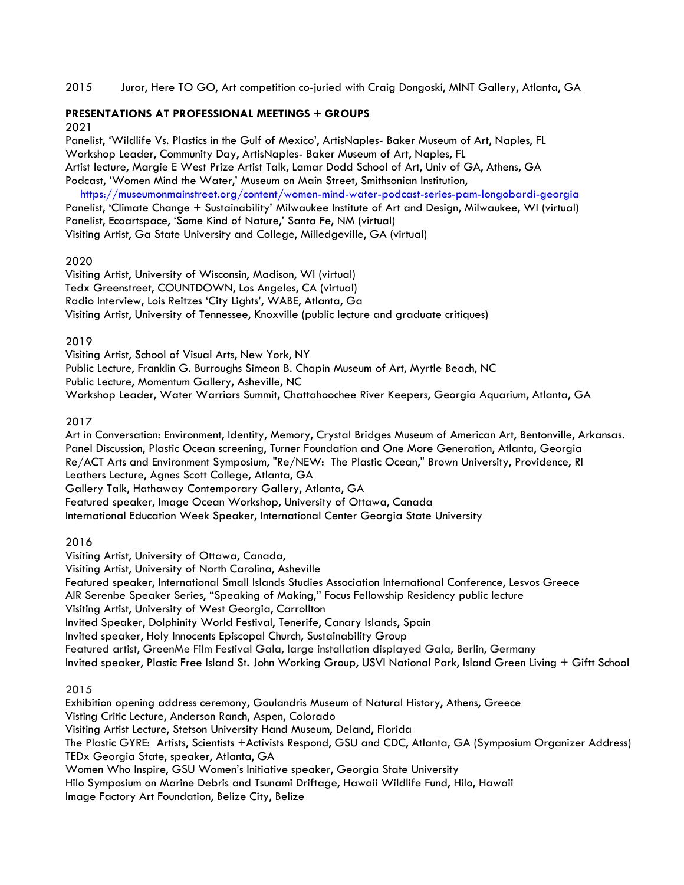2015 Juror, Here TO GO, Art competition co-juried with Craig Dongoski, MINT Gallery, Atlanta, GA

## PRESENTATIONS AT PROFESSIONAL MEETINGS + GROUPS

2021

Panelist, 'Wildlife Vs. Plastics in the Gulf of Mexico', ArtisNaples- Baker Museum of Art, Naples, FL
Workshop Leader, Community Day, ArtisNaples- Baker Museum of Art, Naples, FL
Artist lecture, Margie E West Prize Artist Talk, Lamar Dodd School of Art, Univ of GA, Athens, GA
Podcast, 'Women Mind the Water,' Museum on Main Street, Smithsonian Institution,
https://museumonmainstreet.org/content/women-mind-water-podcast-series-pam-longobardi-georgia
Panelist, 'Climate Change + Sustainability' Milwaukee Institute of Art and Design, Milwaukee, WI (virtual)
Panelist, Ecoartspace, 'Some Kind of Nature,' Santa Fe, NM (virtual)
Visiting Artist, Ga State University and College, Milledgeville, GA (virtual)

2020

Visiting Artist, University of Wisconsin, Madison, WI (virtual)
Tedx Greenstreet, COUNTDOWN, Los Angeles, CA (virtual)
Radio Interview, Lois Reitzes 'City Lights', WABE, Atlanta, Ga
Visiting Artist, University of Tennessee, Knoxville (public lecture and graduate critiques)

2019

Visiting Artist, School of Visual Arts, New York, NY
Public Lecture, Franklin G. Burroughs Simeon B. Chapin Museum of Art, Myrtle Beach, NC
Public Lecture, Momentum Gallery, Asheville, NC
Workshop Leader, Water Warriors Summit, Chattahoochee River Keepers, Georgia Aquarium, Atlanta, GA

2017

Art in Conversation: Environment, Identity, Memory, Crystal Bridges Museum of American Art, Bentonville, Arkansas.
Panel Discussion, Plastic Ocean screening, Turner Foundation and One More Generation, Atlanta, Georgia
Re/ACT Arts and Environment Symposium, "Re/NEW: The Plastic Ocean," Brown University, Providence, RI
Leathers Lecture, Agnes Scott College, Atlanta, GA
Gallery Talk, Hathaway Contemporary Gallery, Atlanta, GA
Featured speaker, Image Ocean Workshop, University of Ottawa, Canada
International Education Week Speaker, International Center Georgia State University

2016

Visiting Artist, University of Ottawa, Canada,
Visiting Artist, University of North Carolina, Asheville
Featured speaker, International Small Islands Studies Association International Conference, Lesvos Greece
AIR Serenbe Speaker Series, "Speaking of Making," Focus Fellowship Residency public lecture
Visiting Artist, University of West Georgia, Carrollton
Invited Speaker, Dolphinity World Festival, Tenerife, Canary Islands, Spain
Invited speaker, Holy Innocents Episcopal Church, Sustainability Group
Featured artist, GreenMe Film Festival Gala, large installation displayed Gala, Berlin, Germany
Invited speaker, Plastic Free Island St. John Working Group, USVI National Park, Island Green Living + Gifft School

2015

Exhibition opening address ceremony, Goulandris Museum of Natural History, Athens, Greece
Visiting Critic Lecture, Anderson Ranch, Aspen, Colorado
Visiting Artist Lecture, Stetson University Hand Museum, Deland, Florida
The Plastic GYRE: Artists, Scientists +Activists Respond, GSU and CDC, Atlanta, GA (Symposium Organizer Address)
TEDx Georgia State, speaker, Atlanta, GA
Women Who Inspire, GSU Women's Initiative speaker, Georgia State University
Hilo Symposium on Marine Debris and Tsunami Driftage, Hawaii Wildlife Fund, Hilo, Hawaii
Image Factory Art Foundation, Belize City, Belize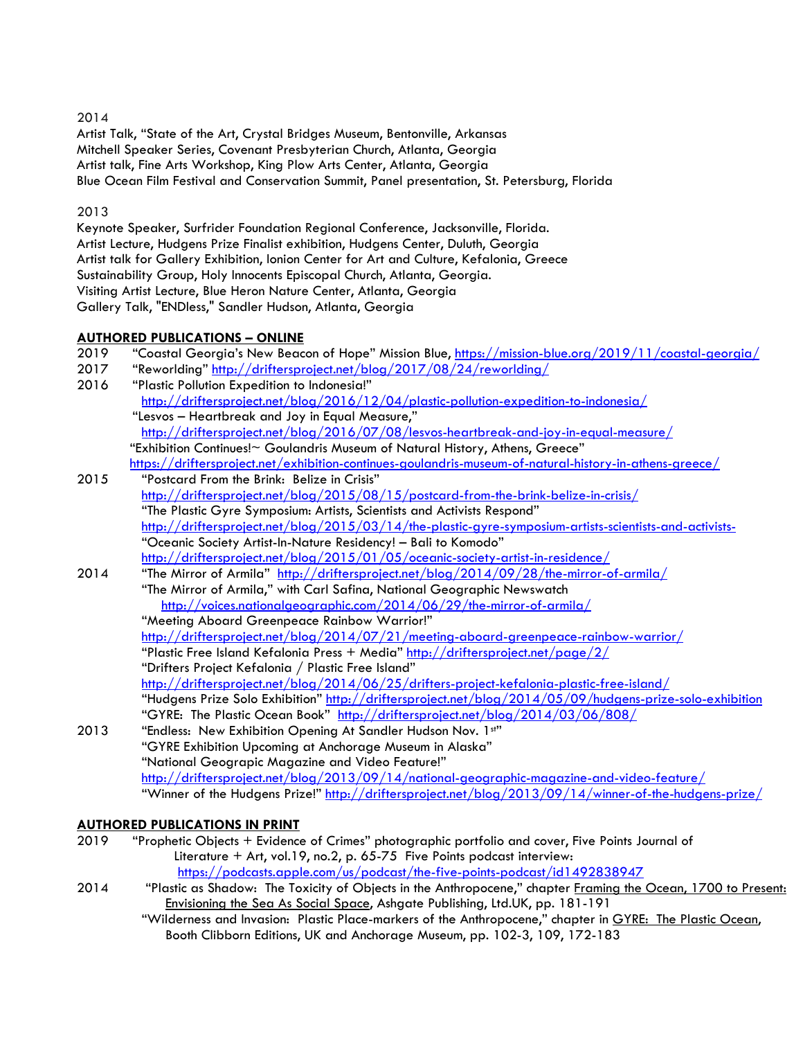2014

Artist Talk, "State of the Art, Crystal Bridges Museum, Bentonville, Arkansas
Mitchell Speaker Series, Covenant Presbyterian Church, Atlanta, Georgia
Artist talk, Fine Arts Workshop, King Plow Arts Center, Atlanta, Georgia
Blue Ocean Film Festival and Conservation Summit, Panel presentation, St. Petersburg, Florida

2013

Keynote Speaker, Surfrider Foundation Regional Conference, Jacksonville, Florida.
Artist Lecture, Hudgens Prize Finalist exhibition, Hudgens Center, Duluth, Georgia
Artist talk for Gallery Exhibition, Ionion Center for Art and Culture, Kefalonia, Greece
Sustainability Group, Holy Innocents Episcopal Church, Atlanta, Georgia.
Visiting Artist Lecture, Blue Heron Nature Center, Atlanta, Georgia
Gallery Talk, "ENDless," Sandler Hudson, Atlanta, Georgia

## AUTHORED PUBLICATIONS – ONLINE

2019 "Coastal Georgia's New Beacon of Hope" Mission Blue, https://mission-blue.org/2019/11/coastal-georgia/

2017 "Reworlding" http://driftersproject.net/blog/2017/08/24/reworlding/

2016 "Plastic Pollution Expedition to Indonesia!"
http://driftersproject.net/blog/2016/12/04/plastic-pollution-expedition-to-indonesia/
"Lesvos – Heartbreak and Joy in Equal Measure,"
http://driftersproject.net/blog/2016/07/08/lesvos-heartbreak-and-joy-in-equal-measure/
"Exhibition Continues!~ Goulandris Museum of Natural History, Athens, Greece"
https://driftersproject.net/exhibition-continues-goulandris-museum-of-natural-history-in-athens-greece/

2015 "Postcard From the Brink: Belize in Crisis"
http://driftersproject.net/blog/2015/08/15/postcard-from-the-brink-belize-in-crisis/
"The Plastic Gyre Symposium: Artists, Scientists and Activists Respond"
http://driftersproject.net/blog/2015/03/14/the-plastic-gyre-symposium-artists-scientists-and-activists-
"Oceanic Society Artist-In-Nature Residency! – Bali to Komodo"
http://driftersproject.net/blog/2015/01/05/oceanic-society-artist-in-residence/

2014 "The Mirror of Armila" http://driftersproject.net/blog/2014/09/28/the-mirror-of-armila/
"The Mirror of Armila," with Carl Safina, National Geographic Newswatch
http://voices.nationalgeographic.com/2014/06/29/the-mirror-of-armila/
"Meeting Aboard Greenpeace Rainbow Warrior!"
http://driftersproject.net/blog/2014/07/21/meeting-aboard-greenpeace-rainbow-warrior/
"Plastic Free Island Kefalonia Press + Media" http://driftersproject.net/page/2/
"Drifters Project Kefalonia / Plastic Free Island"
http://driftersproject.net/blog/2014/06/25/drifters-project-kefalonia-plastic-free-island/
"Hudgens Prize Solo Exhibition" http://driftersproject.net/blog/2014/05/09/hudgens-prize-solo-exhibition
"GYRE: The Plastic Ocean Book" http://driftersproject.net/blog/2014/03/06/808/

2013 "Endless: New Exhibition Opening At Sandler Hudson Nov. 1st"
"GYRE Exhibition Upcoming at Anchorage Museum in Alaska"
"National Geographic Magazine and Video Feature!"
http://driftersproject.net/blog/2013/09/14/national-geographic-magazine-and-video-feature/
"Winner of the Hudgens Prize!" http://driftersproject.net/blog/2013/09/14/winner-of-the-hudgens-prize/

## AUTHORED PUBLICATIONS IN PRINT

2019 "Prophetic Objects + Evidence of Crimes" photographic portfolio and cover, Five Points Journal of Literature + Art, vol.19, no.2, p. 65-75 Five Points podcast interview:
https://podcasts.apple.com/us/podcast/the-five-points-podcast/id1492838947

2014 "Plastic as Shadow: The Toxicity of Objects in the Anthropocene," chapter Framing the Ocean, 1700 to Present: Envisioning the Sea As Social Space, Ashgate Publishing, Ltd.UK, pp. 181-191
"Wilderness and Invasion: Plastic Place-markers of the Anthropocene," chapter in GYRE: The Plastic Ocean, Booth Clibborn Editions, UK and Anchorage Museum, pp. 102-3, 109, 172-183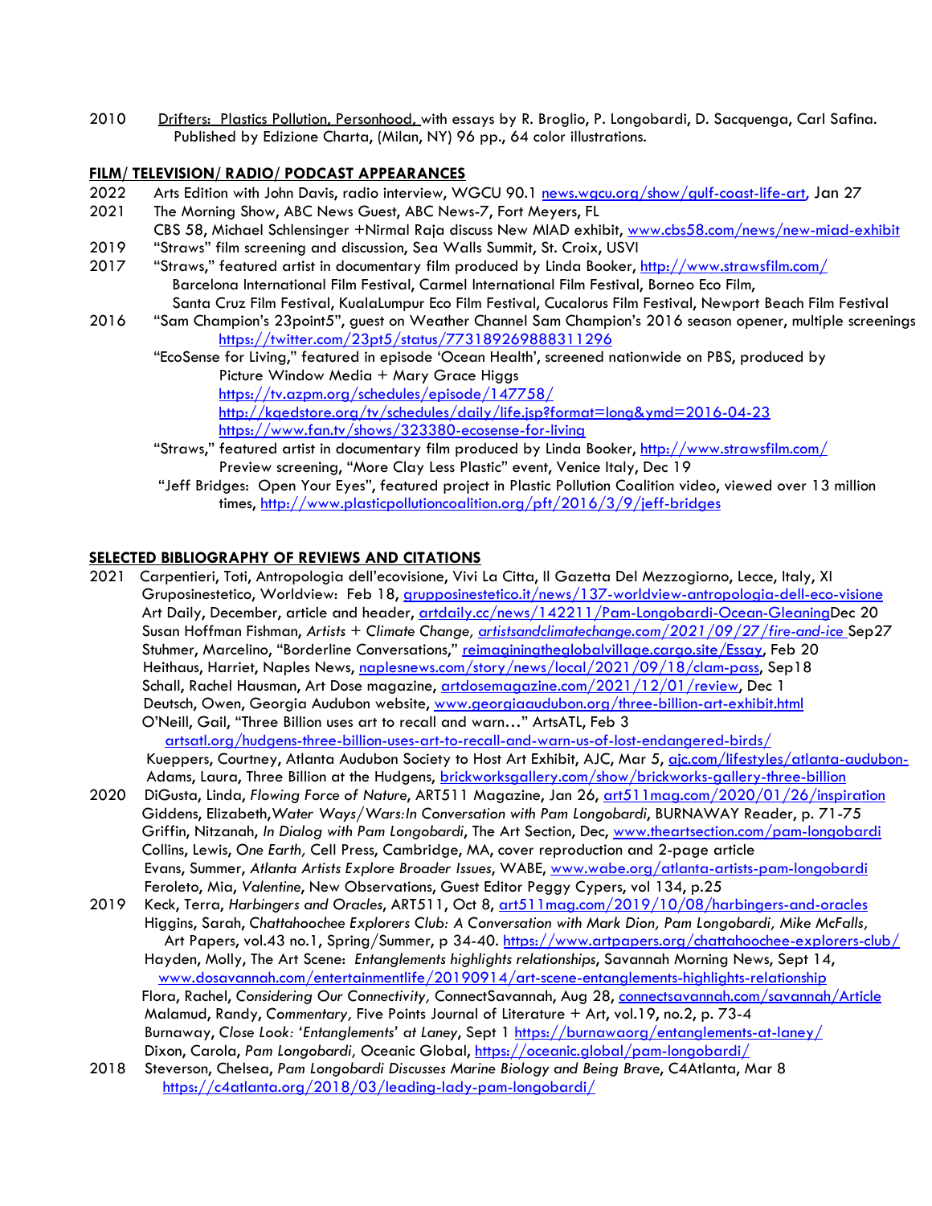2010  Drifters: Plastics Pollution, Personhood, with essays by R. Broglio, P. Longobardi, D. Sacquenga, Carl Safina. Published by Edizione Charta, (Milan, NY) 96 pp., 64 color illustrations.

**FILM/ TELEVISION/ RADIO/ PODCAST APPEARANCES**

2022  Arts Edition with John Davis, radio interview, WGCU 90.1 news.wgcu.org/show/gulf-coast-life-art, Jan 27

2021  The Morning Show, ABC News Guest, ABC News-7, Fort Meyers, FL
CBS 58, Michael Schlensinger +Nirmal Raja discuss New MIAD exhibit, www.cbs58.com/news/new-miad-exhibit

2019  "Straws" film screening and discussion, Sea Walls Summit, St. Croix, USVI

2017  "Straws," featured artist in documentary film produced by Linda Booker, http://www.strawsfilm.com/
Barcelona International Film Festival, Carmel International Film Festival, Borneo Eco Film, Santa Cruz Film Festival, KualaLumpur Eco Film Festival, Cucalorus Film Festival, Newport Beach Film Festival

2016  "Sam Champion's 23point5", guest on Weather Channel Sam Champion's 2016 season opener, multiple screenings https://twitter.com/23pt5/status/773189269888311296
"EcoSense for Living," featured in episode 'Ocean Health', screened nationwide on PBS, produced by Picture Window Media + Mary Grace Higgs
https://tv.azpm.org/schedules/episode/147758/
http://kqedstore.org/tv/schedules/daily/life.jsp?format=long&ymd=2016-04-23
https://www.fan.tv/shows/323380-ecosense-for-living
"Straws," featured artist in documentary film produced by Linda Booker, http://www.strawsfilm.com/
Preview screening, "More Clay Less Plastic" event, Venice Italy, Dec 19
"Jeff Bridges: Open Your Eyes", featured project in Plastic Pollution Coalition video, viewed over 13 million times, http://www.plasticpollutioncoalition.org/pft/2016/3/9/jeff-bridges

**SELECTED BIBLIOGRAPHY OF REVIEWS AND CITATIONS**

2021  Carpentieri, Toti, Antropologia dell'ecovisione, Vivi La Citta, Il Gazetta Del Mezzogiorno, Lecce, Italy, XI
Gruposinestetico, Worldview: Feb 18, grupposinestetico.it/news/137-worldview-antropologia-dell-eco-visione
Art Daily, December, article and header, artdaily.cc/news/142211/Pam-Longobardi-Ocean-GleaningDec 20
Susan Hoffman Fishman, *Artists + Climate Change*, *artistsandclimatechange.com/2021/09/27/fire-and-ice* Sep27
Stuhmer, Marcelino, "Borderline Conversations," reimaginingtheglobalvillage.cargo.site/Essay, Feb 20
Heithaus, Harriet, Naples News, naplesnews.com/story/news/local/2021/09/18/clam-pass, Sep18
Schall, Rachel Hausman, Art Dose magazine, artdosemagazine.com/2021/12/01/review, Dec 1
Deutsch, Owen, Georgia Audubon website, www.georgiaaudubon.org/three-billion-art-exhibit.html
O'Neill, Gail, "Three Billion uses art to recall and warn…" ArtsATL, Feb 3
artsatl.org/hudgens-three-billion-uses-art-to-recall-and-warn-us-of-lost-endangered-birds/
Kueppers, Courtney, Atlanta Audubon Society to Host Art Exhibit, AJC, Mar 5, ajc.com/lifestyles/atlanta-audubon-
Adams, Laura, Three Billion at the Hudgens, brickworksgallery.com/show/brickworks-gallery-three-billion

2020  DiGusta, Linda, *Flowing Force of Nature*, ART511 Magazine, Jan 26, art511mag.com/2020/01/26/inspiration
Giddens, Elizabeth,*Water Ways/Wars:In Conversation with Pam Longobardi*, BURNAWAY Reader, p. 71-75
Griffin, Nitzanah, *In Dialog with Pam Longobardi*, The Art Section, Dec, www.theartsection.com/pam-longobardi
Collins, Lewis, *One Earth,* Cell Press, Cambridge, MA, cover reproduction and 2-page article
Evans, Summer, *Atlanta Artists Explore Broader Issues*, WABE, www.wabe.org/atlanta-artists-pam-longobardi
Feroleto, Mia, *Valentine*, New Observations, Guest Editor Peggy Cypers, vol 134, p.25

2019  Keck, Terra, *Harbingers and Oracles*, ART511, Oct 8, art511mag.com/2019/10/08/harbingers-and-oracles
Higgins, Sarah, *Chattahoochee Explorers Club: A Conversation with Mark Dion, Pam Longobardi, Mike McFalls,* Art Papers, vol.43 no.1, Spring/Summer, p 34-40. https://www.artpapers.org/chattahoochee-explorers-club/
Hayden, Molly, The Art Scene: *Entanglements highlights relationships*, Savannah Morning News, Sept 14, www.dosavannah.com/entertainmentlife/20190914/art-scene-entanglements-highlights-relationship
Flora, Rachel, *Considering Our Connectivity,* ConnectSavannah, Aug 28, connectsavannah.com/savannah/Article
Malamud, Randy, *Commentary,* Five Points Journal of Literature + Art, vol.19, no.2, p. 73-4
Burnaway, *Close Look: 'Entanglements' at Laney*, Sept 1 https://burnawaorg/entanglements-at-laney/
Dixon, Carola, *Pam Longobardi,* Oceanic Global, https://oceanic.global/pam-longobardi/

2018  Steverson, Chelsea, *Pam Longobardi Discusses Marine Biology and Being Brave*, C4Atlanta, Mar 8 https://c4atlanta.org/2018/03/leading-lady-pam-longobardi/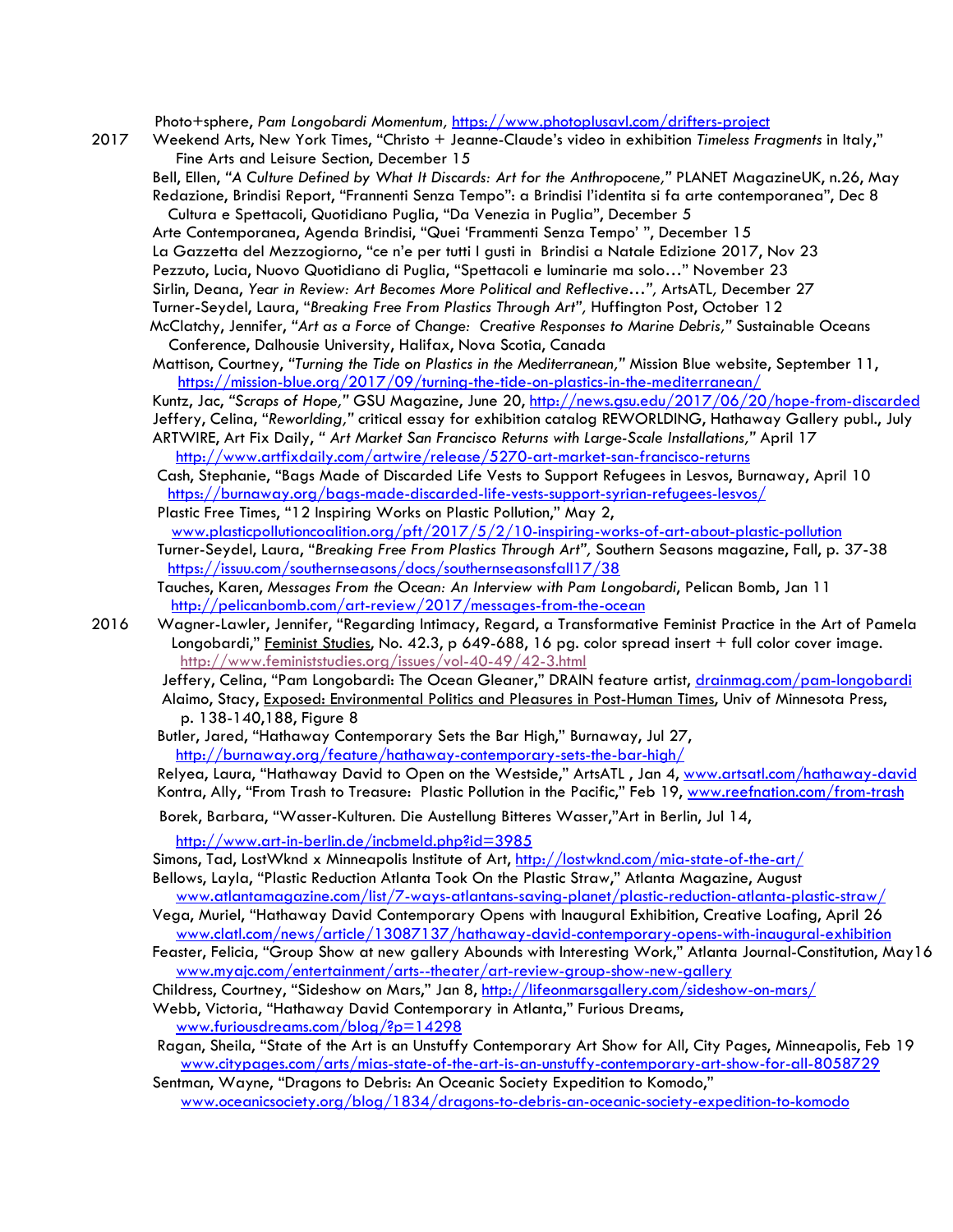Photo+sphere, *Pam Longobardi Momentum,* https://www.photoplusavl.com/drifters-project

2017 Weekend Arts, New York Times, "Christo + Jeanne-Claude's video in exhibition *Timeless Fragments* in Italy," Fine Arts and Leisure Section, December 15

Bell, Ellen, *"A Culture Defined by What It Discards: Art for the Anthropocene,"* PLANET MagazineUK, n.26, May

Redazione, Brindisi Report, "Frannenti Senza Tempo": a Brindisi l'identita si fa arte contemporanea", Dec 8

Cultura e Spettacoli, Quotidiano Puglia, "Da Venezia in Puglia", December 5

Arte Contemporanea, Agenda Brindisi, "Quei 'Frammenti Senza Tempo' ", December 15

La Gazzetta del Mezzogiorno, "ce n'e per tutti I gusti in Brindisi a Natale Edizione 2017, Nov 23

Pezzuto, Lucia, Nuovo Quotidiano di Puglia, "Spettacoli e luminarie ma solo…" November 23

Sirlin, Deana, *Year in Review: Art Becomes More Political and Reflective…",* ArtsATL*,* December 27

Turner-Seydel, Laura, *"Breaking Free From Plastics Through Art",* Huffington Post, October 12

McClatchy, Jennifer, *"Art as a Force of Change: Creative Responses to Marine Debris,"* Sustainable Oceans Conference, Dalhousie University, Halifax, Nova Scotia, Canada

Mattison, Courtney, *"Turning the Tide on Plastics in the Mediterranean,"* Mission Blue website, September 11, https://mission-blue.org/2017/09/turning-the-tide-on-plastics-in-the-mediterranean/

Kuntz, Jac, *"Scraps of Hope,"* GSU Magazine, June 20, http://news.gsu.edu/2017/06/20/hope-from-discarded

Jeffery, Celina, *"Reworlding,"* critical essay for exhibition catalog REWORLDING, Hathaway Gallery publ., July

ARTWIRE, Art Fix Daily, *" Art Market San Francisco Returns with Large-Scale Installations,"* April 17 http://www.artfixdaily.com/artwire/release/5270-art-market-san-francisco-returns

Cash, Stephanie, "Bags Made of Discarded Life Vests to Support Refugees in Lesvos, Burnaway, April 10 https://burnaway.org/bags-made-discarded-life-vests-support-syrian-refugees-lesvos/

Plastic Free Times, "12 Inspiring Works on Plastic Pollution," May 2, www.plasticpollutioncoalition.org/pft/2017/5/2/10-inspiring-works-of-art-about-plastic-pollution

Turner-Seydel, Laura, *"Breaking Free From Plastics Through Art",* Southern Seasons magazine, Fall, p. 37-38 https://issuu.com/southernseasons/docs/southernseasonsfall17/38

Tauches, Karen, *Messages From the Ocean: An Interview with Pam Longobardi*, Pelican Bomb, Jan 11 http://pelicanbomb.com/art-review/2017/messages-from-the-ocean

2016 Wagner-Lawler, Jennifer, "Regarding Intimacy, Regard, a Transformative Feminist Practice in the Art of Pamela Longobardi," Feminist Studies, No. 42.3, p 649-688, 16 pg. color spread insert + full color cover image. http://www.feministstudies.org/issues/vol-40-49/42-3.html

Jeffery, Celina, "Pam Longobardi: The Ocean Gleaner," DRAIN feature artist, drainmag.com/pam-longobardi

Alaimo, Stacy, Exposed: Environmental Politics and Pleasures in Post-Human Times, Univ of Minnesota Press, p. 138-140,188, Figure 8

Butler, Jared, "Hathaway Contemporary Sets the Bar High," Burnaway, Jul 27, http://burnaway.org/feature/hathaway-contemporary-sets-the-bar-high/

Relyea, Laura, "Hathaway David to Open on the Westside," ArtsATL , Jan 4, www.artsatl.com/hathaway-david

Kontra, Ally, "From Trash to Treasure: Plastic Pollution in the Pacific," Feb 19, www.reefnation.com/from-trash

Borek, Barbara, "Wasser-Kulturen. Die Austellung Bitteres Wasser,"Art in Berlin, Jul 14, http://www.art-in-berlin.de/incbmeld.php?id=3985

Simons, Tad, LostWknd x Minneapolis Institute of Art, http://lostwknd.com/mia-state-of-the-art/

Bellows, Layla, "Plastic Reduction Atlanta Took On the Plastic Straw," Atlanta Magazine, August www.atlantamagazine.com/list/7-ways-atlantans-saving-planet/plastic-reduction-atlanta-plastic-straw/

Vega, Muriel, "Hathaway David Contemporary Opens with Inaugural Exhibition, Creative Loafing, April 26 www.clatl.com/news/article/13087137/hathaway-david-contemporary-opens-with-inaugural-exhibition

Feaster, Felicia, "Group Show at new gallery Abounds with Interesting Work," Atlanta Journal-Constitution, May16 www.myajc.com/entertainment/arts--theater/art-review-group-show-new-gallery

Childress, Courtney, "Sideshow on Mars," Jan 8, http://lifeonmarsgallery.com/sideshow-on-mars/

Webb, Victoria, "Hathaway David Contemporary in Atlanta," Furious Dreams, www.furiousdreams.com/blog/?p=14298

Ragan, Sheila, "State of the Art is an Unstuffy Contemporary Art Show for All, City Pages, Minneapolis, Feb 19 www.citypages.com/arts/mias-state-of-the-art-is-an-unstuffy-contemporary-art-show-for-all-8058729

Sentman, Wayne, "Dragons to Debris: An Oceanic Society Expedition to Komodo," www.oceanicsociety.org/blog/1834/dragons-to-debris-an-oceanic-society-expedition-to-komodo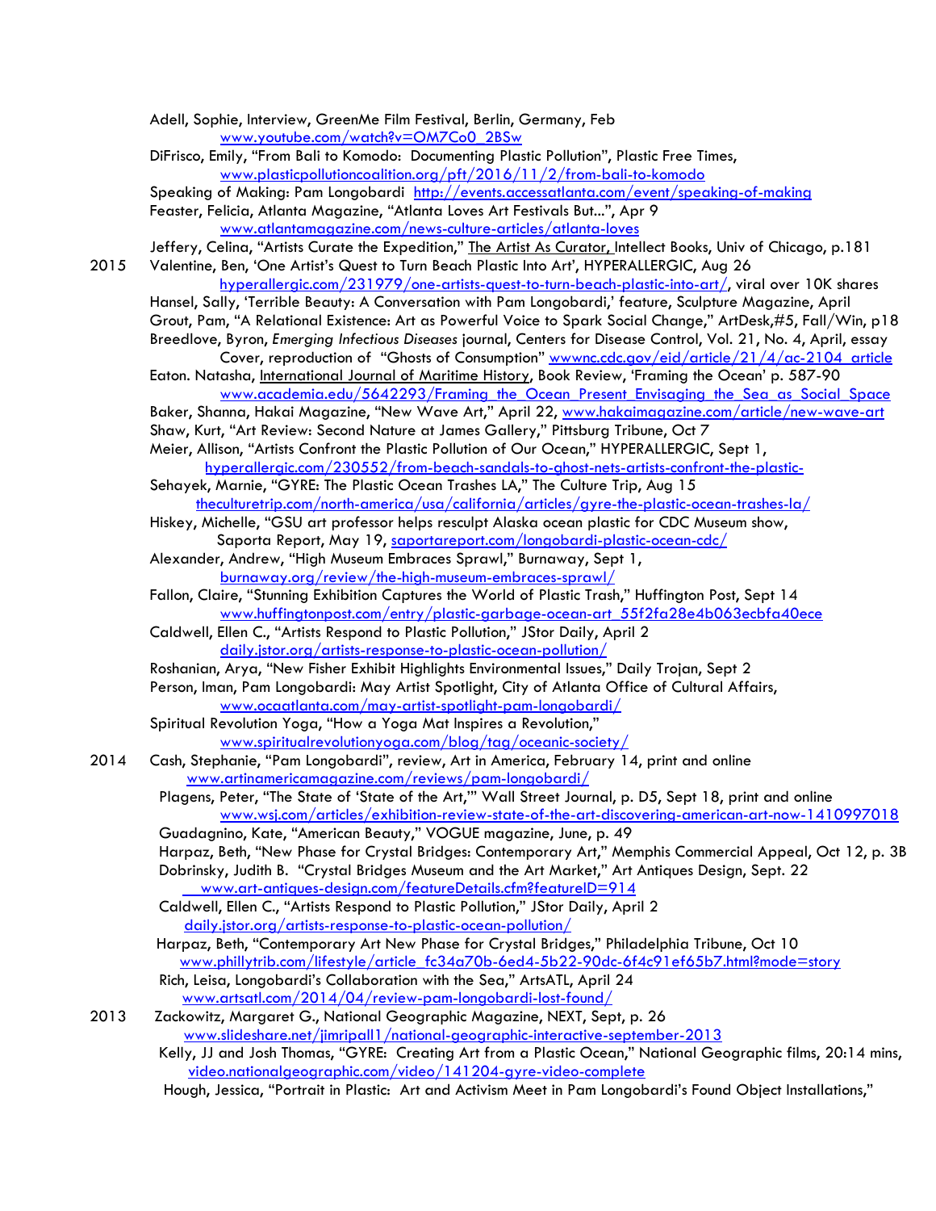Adell, Sophie, Interview, GreenMe Film Festival, Berlin, Germany, Feb
www.youtube.com/watch?v=OM7Co0_2BSw

DiFrisco, Emily, "From Bali to Komodo: Documenting Plastic Pollution", Plastic Free Times,
www.plasticpollutioncoalition.org/pft/2016/11/2/from-bali-to-komodo

Speaking of Making: Pam Longobardi http://events.accessatlanta.com/event/speaking-of-making

Feaster, Felicia, Atlanta Magazine, "Atlanta Loves Art Festivals But...", Apr 9
www.atlantamagazine.com/news-culture-articles/atlanta-loves

Jeffery, Celina, "Artists Curate the Expedition," The Artist As Curator, Intellect Books, Univ of Chicago, p.181

**2015**

Valentine, Ben, 'One Artist's Quest to Turn Beach Plastic Into Art', HYPERALLERGIC, Aug 26
hyperallergic.com/231979/one-artists-quest-to-turn-beach-plastic-into-art/, viral over 10K shares

Hansel, Sally, 'Terrible Beauty: A Conversation with Pam Longobardi,' feature, Sculpture Magazine, April

Grout, Pam, "A Relational Existence: Art as Powerful Voice to Spark Social Change," ArtDesk,#5, Fall/Win, p18

Breedlove, Byron, *Emerging Infectious Diseases* journal, Centers for Disease Control, Vol. 21, No. 4, April, essay
Cover, reproduction of "Ghosts of Consumption" wwwnc.cdc.gov/eid/article/21/4/ac-2104_article

Eaton. Natasha, International Journal of Maritime History, Book Review, 'Framing the Ocean' p. 587-90
www.academia.edu/5642293/Framing_the_Ocean_Present_Envisaging_the_Sea_as_Social_Space

Baker, Shanna, Hakai Magazine, "New Wave Art," April 22, www.hakaimagazine.com/article/new-wave-art

Shaw, Kurt, "Art Review: Second Nature at James Gallery," Pittsburg Tribune, Oct 7

Meier, Allison, "Artists Confront the Plastic Pollution of Our Ocean," HYPERALLERGIC, Sept 1,
hyperallergic.com/230552/from-beach-sandals-to-ghost-nets-artists-confront-the-plastic-

Sehayek, Marnie, "GYRE: The Plastic Ocean Trashes LA," The Culture Trip, Aug 15
theculturetrip.com/north-america/usa/california/articles/gyre-the-plastic-ocean-trashes-la/

Hiskey, Michelle, "GSU art professor helps resculpt Alaska ocean plastic for CDC Museum show,
Saporta Report, May 19, saportareport.com/longobardi-plastic-ocean-cdc/

Alexander, Andrew, "High Museum Embraces Sprawl," Burnaway, Sept 1,
burnaway.org/review/the-high-museum-embraces-sprawl/

Fallon, Claire, "Stunning Exhibition Captures the World of Plastic Trash," Huffington Post, Sept 14
www.huffingtonpost.com/entry/plastic-garbage-ocean-art_55f2fa28e4b063ecbfa40ece

Caldwell, Ellen C., "Artists Respond to Plastic Pollution," JStor Daily, April 2
daily.jstor.org/artists-response-to-plastic-ocean-pollution/

Roshanian, Arya, "New Fisher Exhibit Highlights Environmental Issues," Daily Trojan, Sept 2

Person, Iman, Pam Longobardi: May Artist Spotlight, City of Atlanta Office of Cultural Affairs,
www.ocaatlanta.com/may-artist-spotlight-pam-longobardi/

Spiritual Revolution Yoga, "How a Yoga Mat Inspires a Revolution,"
www.spiritualrevolutionyoga.com/blog/tag/oceanic-society/

**2014**

Cash, Stephanie, "Pam Longobardi", review, Art in America, February 14, print and online
www.artinamericamagazine.com/reviews/pam-longobardi/

Plagens, Peter, "The State of 'State of the Art,'" Wall Street Journal, p. D5, Sept 18, print and online
www.wsj.com/articles/exhibition-review-state-of-the-art-discovering-american-art-now-1410997018

Guadagnino, Kate, "American Beauty," VOGUE magazine, June, p. 49

Harpaz, Beth, "New Phase for Crystal Bridges: Contemporary Art," Memphis Commercial Appeal, Oct 12, p. 3B

Dobrinsky, Judith B. "Crystal Bridges Museum and the Art Market," Art Antiques Design, Sept. 22
www.art-antiques-design.com/featureDetails.cfm?featureID=914

Caldwell, Ellen C., "Artists Respond to Plastic Pollution," JStor Daily, April 2
daily.jstor.org/artists-response-to-plastic-ocean-pollution/

Harpaz, Beth, "Contemporary Art New Phase for Crystal Bridges," Philadelphia Tribune, Oct 10
www.phillytrib.com/lifestyle/article_fc34a70b-6ed4-5b22-90dc-6f4c91ef65b7.html?mode=story

Rich, Leisa, Longobardi's Collaboration with the Sea," ArtsATL, April 24
www.artsatl.com/2014/04/review-pam-longobardi-lost-found/

**2013**

Zackowitz, Margaret G., National Geographic Magazine, NEXT, Sept, p. 26
www.slideshare.net/jimripall1/national-geographic-interactive-september-2013

Kelly, JJ and Josh Thomas, "GYRE: Creating Art from a Plastic Ocean," National Geographic films, 20:14 mins,
video.nationalgeographic.com/video/141204-gyre-video-complete

Hough, Jessica, "Portrait in Plastic: Art and Activism Meet in Pam Longobardi's Found Object Installations,"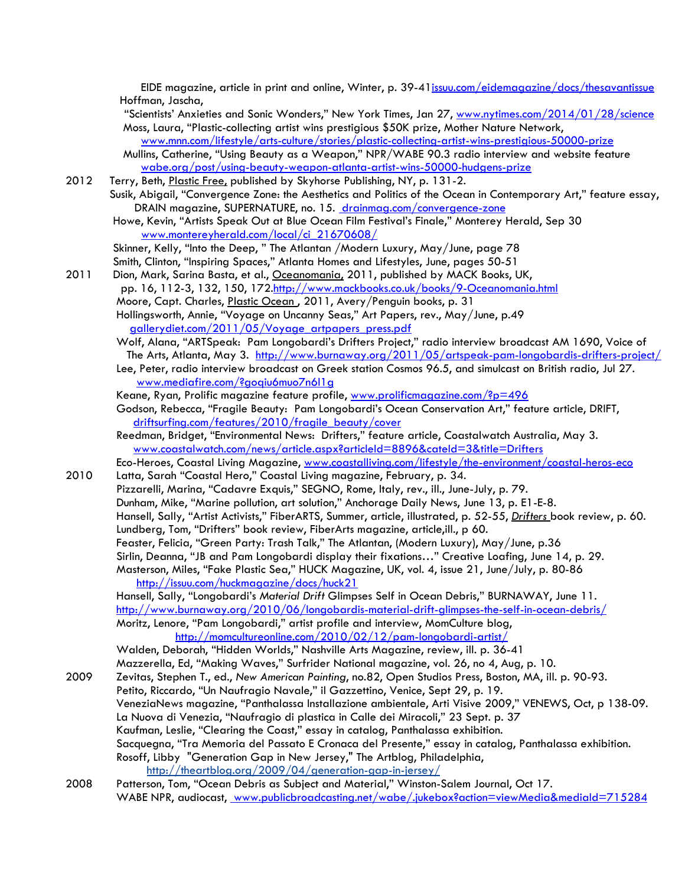EIDE magazine, article in print and online, Winter, p. 39-41issuu.com/eidemagazine/docs/thesavantissue

Hoffman, Jascha,

"Scientists' Anxieties and Sonic Wonders," New York Times, Jan 27, www.nytimes.com/2014/01/28/science

Moss, Laura, "Plastic-collecting artist wins prestigious $50K prize, Mother Nature Network, www.mnn.com/lifestyle/arts-culture/stories/plastic-collecting-artist-wins-prestigious-50000-prize

Mullins, Catherine, "Using Beauty as a Weapon," NPR/WABE 90.3 radio interview and website feature wabe.org/post/using-beauty-weapon-atlanta-artist-wins-50000-hudgens-prize

**2012**

Terry, Beth, Plastic Free, published by Skyhorse Publishing, NY, p. 131-2.

Susik, Abigail, "Convergence Zone: the Aesthetics and Politics of the Ocean in Contemporary Art," feature essay, DRAIN magazine, SUPERNATURE, no. 15. drainmag.com/convergence-zone

Howe, Kevin, "Artists Speak Out at Blue Ocean Film Festival's Finale," Monterey Herald, Sep 30 www.montereyherald.com/local/ci_21670608/

Skinner, Kelly, "Into the Deep, " The Atlantan /Modern Luxury, May/June, page 78

Smith, Clinton, "Inspiring Spaces," Atlanta Homes and Lifestyles, June, pages 50-51

**2011**

Dion, Mark, Sarina Basta, et al., Oceanomania, 2011, published by MACK Books, UK, pp. 16, 112-3, 132, 150, 172.http://www.mackbooks.co.uk/books/9-Oceanomania.html

Moore, Capt. Charles, Plastic Ocean , 2011, Avery/Penguin books, p. 31

Hollingsworth, Annie, "Voyage on Uncanny Seas," Art Papers, rev., May/June, p.49 gallerydiet.com/2011/05/Voyage_artpapers_press.pdf

Wolf, Alana, "ARTSpeak: Pam Longobardi's Drifters Project," radio interview broadcast AM 1690, Voice of The Arts, Atlanta, May 3. http://www.burnaway.org/2011/05/artspeak-pam-longobardis-drifters-project/

Lee, Peter, radio interview broadcast on Greek station Cosmos 96.5, and simulcast on British radio, Jul 27. www.mediafire.com/?goqiu6muo7n6l1g

Keane, Ryan, Prolific magazine feature profile, www.prolificmagazine.com/?p=496

Godson, Rebecca, "Fragile Beauty: Pam Longobardi's Ocean Conservation Art," feature article, DRIFT, driftsurfing.com/features/2010/fragile_beauty/cover

Reedman, Bridget, "Environmental News: Drifters," feature article, Coastalwatch Australia, May 3. www.coastalwatch.com/news/article.aspx?articleId=8896&cateId=3&title=Drifters

Eco-Heroes, Coastal Living Magazine, www.coastalliving.com/lifestyle/the-environment/coastal-heros-eco

**2010**

Latta, Sarah "Coastal Hero," Coastal Living magazine, February, p. 34.

Pizzarelli, Marina, "Cadavre Exquis," SEGNO, Rome, Italy, rev., ill., June-July, p. 79.

Dunham, Mike, "Marine pollution, art solution," Anchorage Daily News, June 13, p. E1-E-8.

Hansell, Sally, "Artist Activists," FiberARTS, Summer, article, illustrated, p. 52-55, *Drifters* book review, p. 60.

Lundberg, Tom, "Drifters" book review, FiberArts magazine, article,ill., p 60.

Feaster, Felicia, "Green Party: Trash Talk," The Atlantan, (Modern Luxury), May/June, p.36

Sirlin, Deanna, "JB and Pam Longobardi display their fixations…" Creative Loafing, June 14, p. 29.

Masterson, Miles, "Fake Plastic Sea," HUCK Magazine, UK, vol. 4, issue 21, June/July, p. 80-86 http://issuu.com/huckmagazine/docs/huck21

Hansell, Sally, "Longobardi's *Material Drift* Glimpses Self in Ocean Debris," BURNAWAY, June 11. http://www.burnaway.org/2010/06/longobardis-material-drift-glimpses-the-self-in-ocean-debris/

Moritz, Lenore, "Pam Longobardi," artist profile and interview, MomCulture blog, http://momcultureonline.com/2010/02/12/pam-longobardi-artist/

Walden, Deborah, "Hidden Worlds," Nashville Arts Magazine, review, ill. p. 36-41

Mazzerella, Ed, "Making Waves," Surfrider National magazine, vol. 26, no 4, Aug, p. 10.

**2009**

Zevitas, Stephen T., ed., *New American Painting*, no.82, Open Studios Press, Boston, MA, ill. p. 90-93.

Petito, Riccardo, "Un Naufragio Navale," il Gazzettino, Venice, Sept 29, p. 19.

VeneziaNews magazine, "Panthalassa Installazione ambientale, Arti Visive 2009," VENEWS, Oct, p 138-09.

La Nuova di Venezia, "Naufragio di plastica in Calle dei Miracoli," 23 Sept. p. 37

Kaufman, Leslie, "Clearing the Coast," essay in catalog, Panthalassa exhibition.

Sacquegna, "Tra Memoria del Passato E Cronaca del Presente," essay in catalog, Panthalassa exhibition.

Rosoff, Libby "Generation Gap in New Jersey," The Artblog, Philadelphia, http://theartblog.org/2009/04/generation-gap-in-jersey/

**2008**

Patterson, Tom, "Ocean Debris as Subject and Material," Winston-Salem Journal, Oct 17.

WABE NPR, audiocast, www.publicbroadcasting.net/wabe/.jukebox?action=viewMedia&mediaId=715284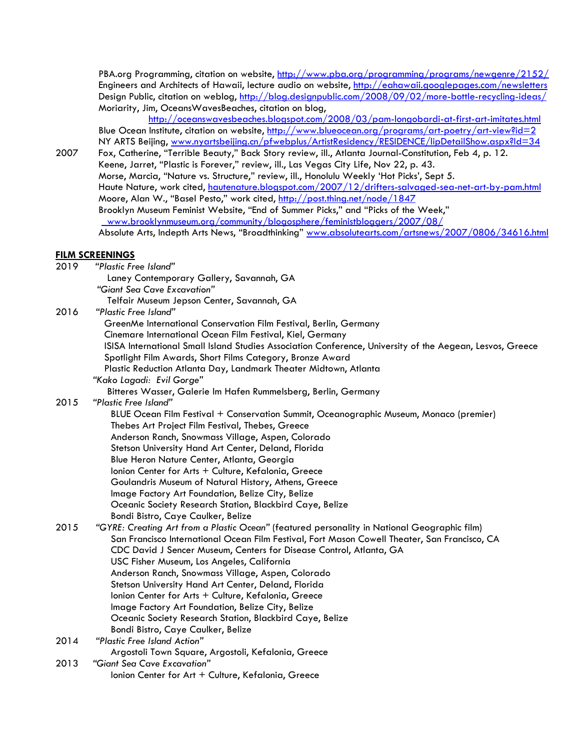PBA.org Programming, citation on website, http://www.pba.org/programming/programs/newgenre/2152/
Engineers and Architects of Hawaii, lecture audio on website, http://eahawaii.googlepages.com/newsletters
Design Public, citation on weblog, http://blog.designpublic.com/2008/09/02/more-bottle-recycling-ideas/
Moriarity, Jim, OceansWavesBeaches, citation on blog, http://oceanswavesbeaches.blogspot.com/2008/03/pam-longobardi-at-first-art-imitates.html
Blue Ocean Institute, citation on website, http://www.blueocean.org/programs/art-poetry/art-view?id=2
NY ARTS Beijing, www.nyartsbeijing.cn/pfwebplus/ArtistResidency/RESIDENCE/lipDetailShow.aspx?Id=34

2007 Fox, Catherine, "Terrible Beauty," Back Story review, ill., Atlanta Journal-Constitution, Feb 4, p. 12.
Keene, Jarret, "Plastic is Forever," review, ill., Las Vegas City Life, Nov 22, p. 43.
Morse, Marcia, "Nature vs. Structure," review, ill., Honolulu Weekly 'Hot Picks', Sept 5.
Haute Nature, work cited, hautenature.blogspot.com/2007/12/drifters-salvaged-sea-net-art-by-pam.html
Moore, Alan W., "Basel Pesto," work cited, http://post.thing.net/node/1847
Brooklyn Museum Feminist Website, "End of Summer Picks," and "Picks of the Week," www.brooklynmuseum.org/community/blogosphere/feministbloggers/2007/08/
Absolute Arts, Indepth Arts News, "Broadthinking" www.absolutearts.com/artsnews/2007/0806/34616.html

## FILM SCREENINGS

2019 *"Plastic Free Island"*
Laney Contemporary Gallery, Savannah, GA
*"Giant Sea Cave Excavation"*
Telfair Museum Jepson Center, Savannah, GA

2016 *"Plastic Free Island"*
GreenMe International Conservation Film Festival, Berlin, Germany
Cinemare International Ocean Film Festival, Kiel, Germany
ISISA International Small Island Studies Association Conference, University of the Aegean, Lesvos, Greece
Spotlight Film Awards, Short Films Category, Bronze Award
Plastic Reduction Atlanta Day, Landmark Theater Midtown, Atlanta
*"Kako Lagadi: Evil Gorge"*
Bitteres Wasser, Galerie Im Hafen Rummelsberg, Berlin, Germany

2015 *"Plastic Free Island"*
BLUE Ocean Film Festival + Conservation Summit, Oceanographic Museum, Monaco (premier)
Thebes Art Project Film Festival, Thebes, Greece
Anderson Ranch, Snowmass Village, Aspen, Colorado
Stetson University Hand Art Center, Deland, Florida
Blue Heron Nature Center, Atlanta, Georgia
Ionion Center for Arts + Culture, Kefalonia, Greece
Goulandris Museum of Natural History, Athens, Greece
Image Factory Art Foundation, Belize City, Belize
Oceanic Society Research Station, Blackbird Caye, Belize
Bondi Bistro, Caye Caulker, Belize

2015 *"GYRE: Creating Art from a Plastic Ocean"* (featured personality in National Geographic film)
San Francisco International Ocean Film Festival, Fort Mason Cowell Theater, San Francisco, CA
CDC David J Sencer Museum, Centers for Disease Control, Atlanta, GA
USC Fisher Museum, Los Angeles, California
Anderson Ranch, Snowmass Village, Aspen, Colorado
Stetson University Hand Art Center, Deland, Florida
Ionion Center for Arts + Culture, Kefalonia, Greece
Image Factory Art Foundation, Belize City, Belize
Oceanic Society Research Station, Blackbird Caye, Belize
Bondi Bistro, Caye Caulker, Belize

2014 *"Plastic Free Island Action"*
Argostoli Town Square, Argostoli, Kefalonia, Greece

2013 *"Giant Sea Cave Excavation"*
Ionion Center for Art + Culture, Kefalonia, Greece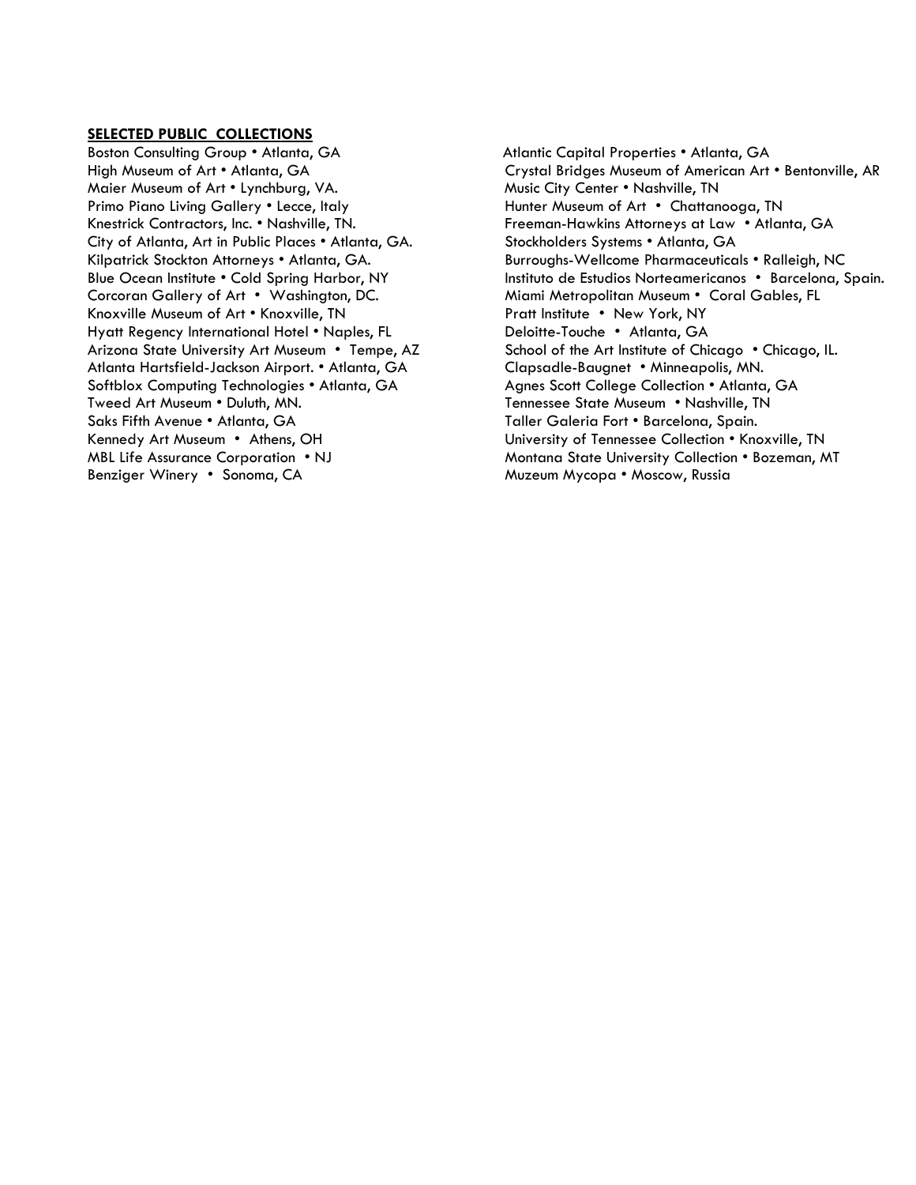**SELECTED PUBLIC COLLECTIONS**

Boston Consulting Group • Atlanta, GA
High Museum of Art • Atlanta, GA
Maier Museum of Art • Lynchburg, VA.
Primo Piano Living Gallery • Lecce, Italy
Knestrick Contractors, Inc. • Nashville, TN.
City of Atlanta, Art in Public Places • Atlanta, GA.
Kilpatrick Stockton Attorneys • Atlanta, GA.
Blue Ocean Institute • Cold Spring Harbor, NY
Corcoran Gallery of Art • Washington, DC.
Knoxville Museum of Art • Knoxville, TN
Hyatt Regency International Hotel • Naples, FL
Arizona State University Art Museum • Tempe, AZ
Atlanta Hartsfield-Jackson Airport. • Atlanta, GA
Softblox Computing Technologies • Atlanta, GA
Tweed Art Museum • Duluth, MN.
Saks Fifth Avenue • Atlanta, GA
Kennedy Art Museum • Athens, OH
MBL Life Assurance Corporation • NJ
Benziger Winery • Sonoma, CA
Atlantic Capital Properties • Atlanta, GA
Crystal Bridges Museum of American Art • Bentonville, AR
Music City Center • Nashville, TN
Hunter Museum of Art • Chattanooga, TN
Freeman-Hawkins Attorneys at Law • Atlanta, GA
Stockholders Systems • Atlanta, GA
Burroughs-Wellcome Pharmaceuticals • Ralleigh, NC
Instituto de Estudios Norteamericanos • Barcelona, Spain.
Miami Metropolitan Museum • Coral Gables, FL
Pratt Institute • New York, NY
Deloitte-Touche • Atlanta, GA
School of the Art Institute of Chicago • Chicago, IL.
Clapsadle-Baugnet • Minneapolis, MN.
Agnes Scott College Collection • Atlanta, GA
Tennessee State Museum • Nashville, TN
Taller Galeria Fort • Barcelona, Spain.
University of Tennessee Collection • Knoxville, TN
Montana State University Collection • Bozeman, MT
Muzeum Mycopa • Moscow, Russia